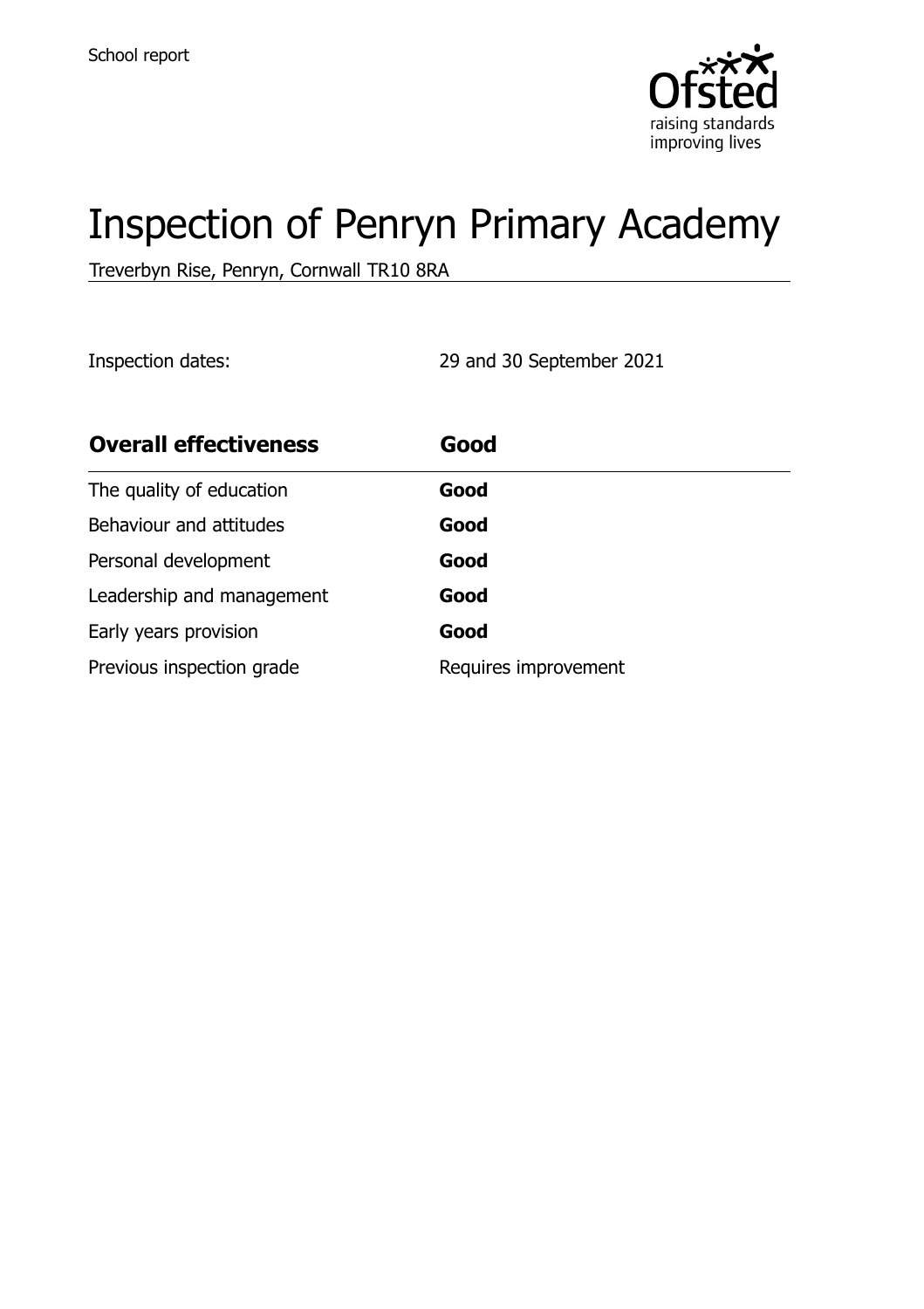School report

# Inspection of Penryn Primary Academy

Treverbyn Rise, Penryn, Cornwall TR10 8RA

Inspection dates: 29 and 30 September 2021

| **Overall effectiveness** | **Good** |
| --- | --- |
| The quality of education | **Good** |
| Behaviour and attitudes | **Good** |
| Personal development | **Good** |
| Leadership and management | **Good** |
| Early years provision | **Good** |
| Previous inspection grade | Requires improvement |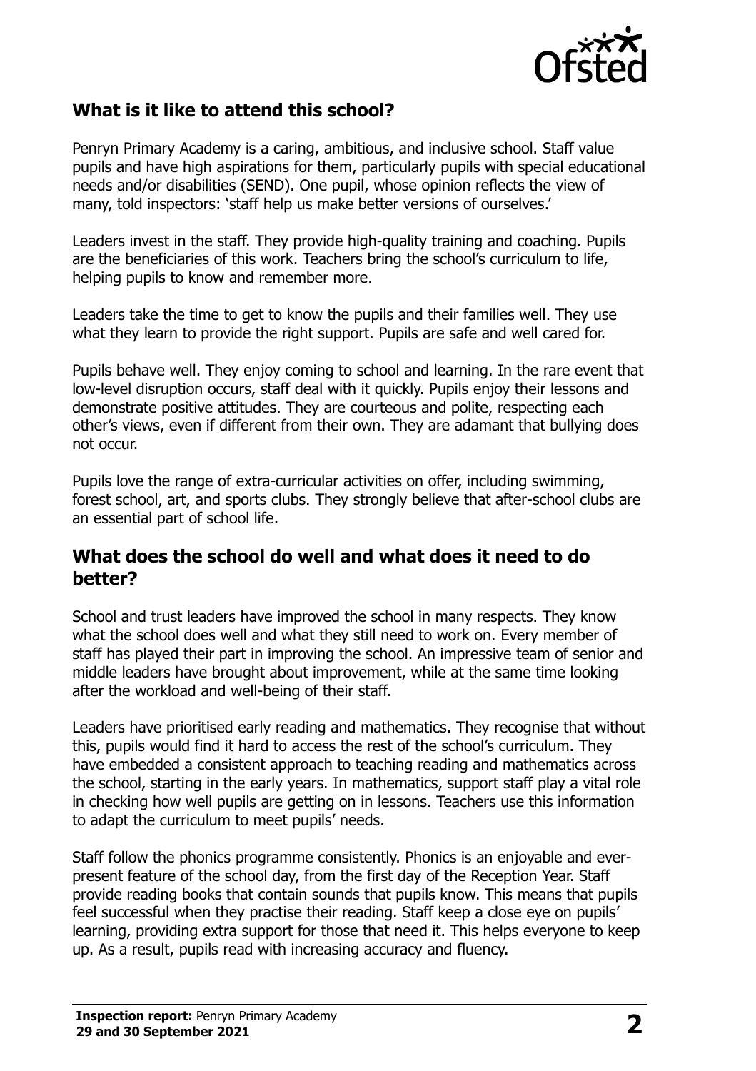## What is it like to attend this school?

Penryn Primary Academy is a caring, ambitious, and inclusive school. Staff value pupils and have high aspirations for them, particularly pupils with special educational needs and/or disabilities (SEND). One pupil, whose opinion reflects the view of many, told inspectors: 'staff help us make better versions of ourselves.'

Leaders invest in the staff. They provide high-quality training and coaching. Pupils are the beneficiaries of this work. Teachers bring the school's curriculum to life, helping pupils to know and remember more.

Leaders take the time to get to know the pupils and their families well. They use what they learn to provide the right support. Pupils are safe and well cared for.

Pupils behave well. They enjoy coming to school and learning. In the rare event that low-level disruption occurs, staff deal with it quickly. Pupils enjoy their lessons and demonstrate positive attitudes. They are courteous and polite, respecting each other's views, even if different from their own. They are adamant that bullying does not occur.

Pupils love the range of extra-curricular activities on offer, including swimming, forest school, art, and sports clubs. They strongly believe that after-school clubs are an essential part of school life.

## What does the school do well and what does it need to do better?

School and trust leaders have improved the school in many respects. They know what the school does well and what they still need to work on. Every member of staff has played their part in improving the school. An impressive team of senior and middle leaders have brought about improvement, while at the same time looking after the workload and well-being of their staff.

Leaders have prioritised early reading and mathematics. They recognise that without this, pupils would find it hard to access the rest of the school's curriculum. They have embedded a consistent approach to teaching reading and mathematics across the school, starting in the early years. In mathematics, support staff play a vital role in checking how well pupils are getting on in lessons. Teachers use this information to adapt the curriculum to meet pupils' needs.

Staff follow the phonics programme consistently. Phonics is an enjoyable and ever-present feature of the school day, from the first day of the Reception Year. Staff provide reading books that contain sounds that pupils know. This means that pupils feel successful when they practise their reading. Staff keep a close eye on pupils' learning, providing extra support for those that need it. This helps everyone to keep up. As a result, pupils read with increasing accuracy and fluency.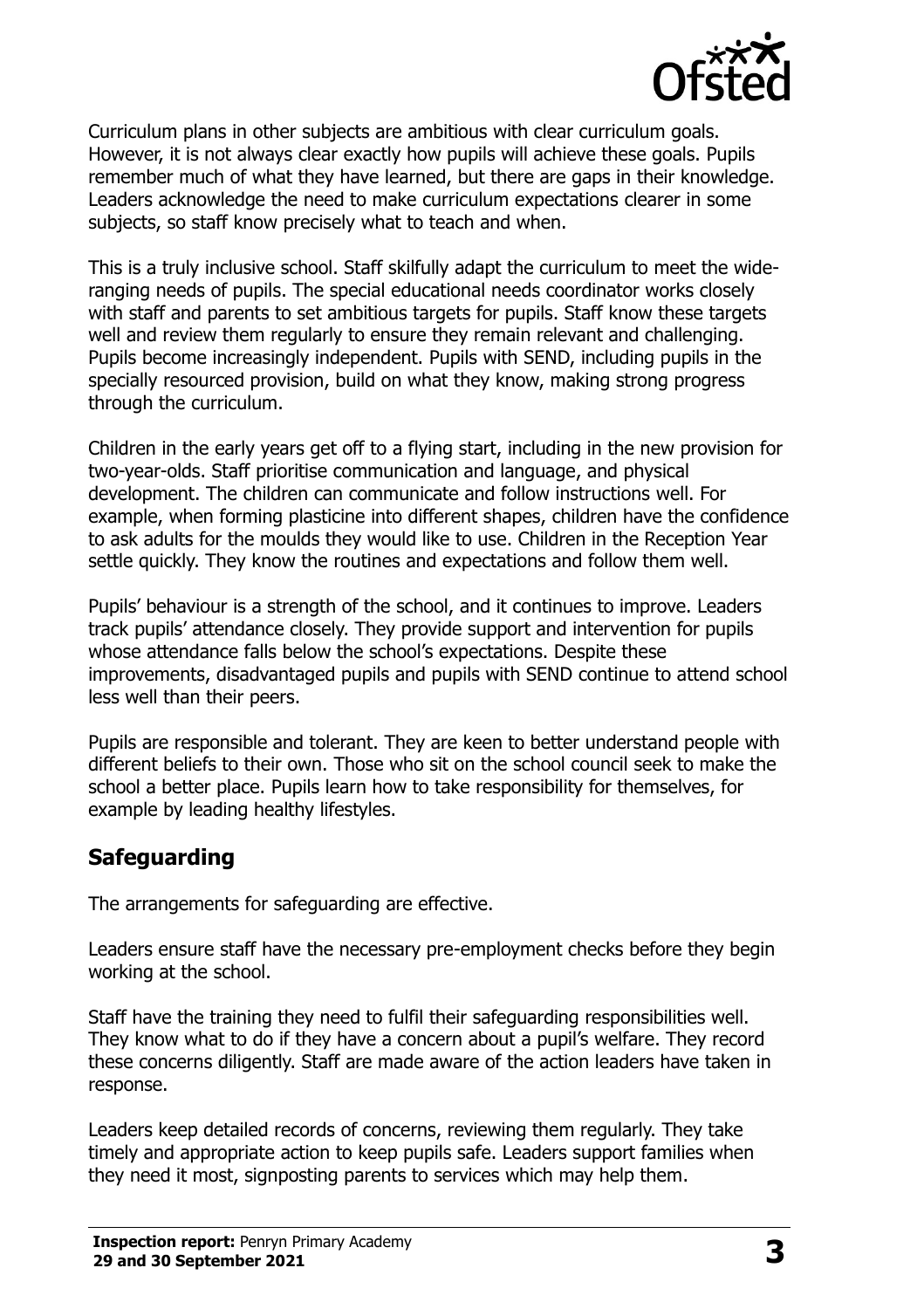Curriculum plans in other subjects are ambitious with clear curriculum goals. However, it is not always clear exactly how pupils will achieve these goals. Pupils remember much of what they have learned, but there are gaps in their knowledge. Leaders acknowledge the need to make curriculum expectations clearer in some subjects, so staff know precisely what to teach and when.

This is a truly inclusive school. Staff skilfully adapt the curriculum to meet the wide-ranging needs of pupils. The special educational needs coordinator works closely with staff and parents to set ambitious targets for pupils. Staff know these targets well and review them regularly to ensure they remain relevant and challenging. Pupils become increasingly independent. Pupils with SEND, including pupils in the specially resourced provision, build on what they know, making strong progress through the curriculum.

Children in the early years get off to a flying start, including in the new provision for two-year-olds. Staff prioritise communication and language, and physical development. The children can communicate and follow instructions well. For example, when forming plasticine into different shapes, children have the confidence to ask adults for the moulds they would like to use. Children in the Reception Year settle quickly. They know the routines and expectations and follow them well.

Pupils' behaviour is a strength of the school, and it continues to improve. Leaders track pupils' attendance closely. They provide support and intervention for pupils whose attendance falls below the school's expectations. Despite these improvements, disadvantaged pupils and pupils with SEND continue to attend school less well than their peers.

Pupils are responsible and tolerant. They are keen to better understand people with different beliefs to their own. Those who sit on the school council seek to make the school a better place. Pupils learn how to take responsibility for themselves, for example by leading healthy lifestyles.

## Safeguarding

The arrangements for safeguarding are effective.

Leaders ensure staff have the necessary pre-employment checks before they begin working at the school.

Staff have the training they need to fulfil their safeguarding responsibilities well. They know what to do if they have a concern about a pupil's welfare. They record these concerns diligently. Staff are made aware of the action leaders have taken in response.

Leaders keep detailed records of concerns, reviewing them regularly. They take timely and appropriate action to keep pupils safe. Leaders support families when they need it most, signposting parents to services which may help them.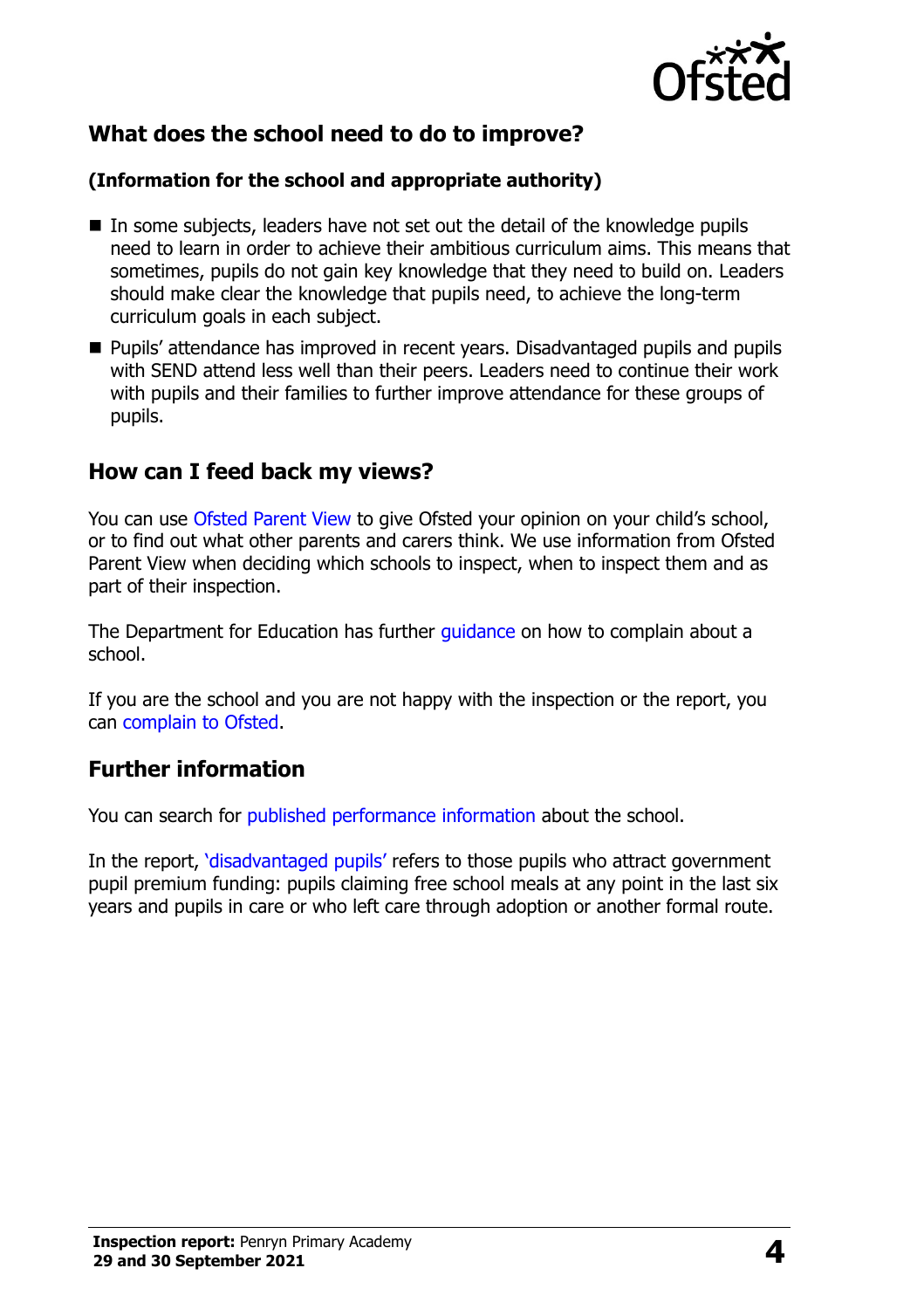## What does the school need to do to improve?

**(Information for the school and appropriate authority)**

- In some subjects, leaders have not set out the detail of the knowledge pupils need to learn in order to achieve their ambitious curriculum aims. This means that sometimes, pupils do not gain key knowledge that they need to build on. Leaders should make clear the knowledge that pupils need, to achieve the long-term curriculum goals in each subject.
- Pupils' attendance has improved in recent years. Disadvantaged pupils and pupils with SEND attend less well than their peers. Leaders need to continue their work with pupils and their families to further improve attendance for these groups of pupils.

## How can I feed back my views?

You can use Ofsted Parent View to give Ofsted your opinion on your child's school, or to find out what other parents and carers think. We use information from Ofsted Parent View when deciding which schools to inspect, when to inspect them and as part of their inspection.

The Department for Education has further guidance on how to complain about a school.

If you are the school and you are not happy with the inspection or the report, you can complain to Ofsted.

## Further information

You can search for published performance information about the school.

In the report, 'disadvantaged pupils' refers to those pupils who attract government pupil premium funding: pupils claiming free school meals at any point in the last six years and pupils in care or who left care through adoption or another formal route.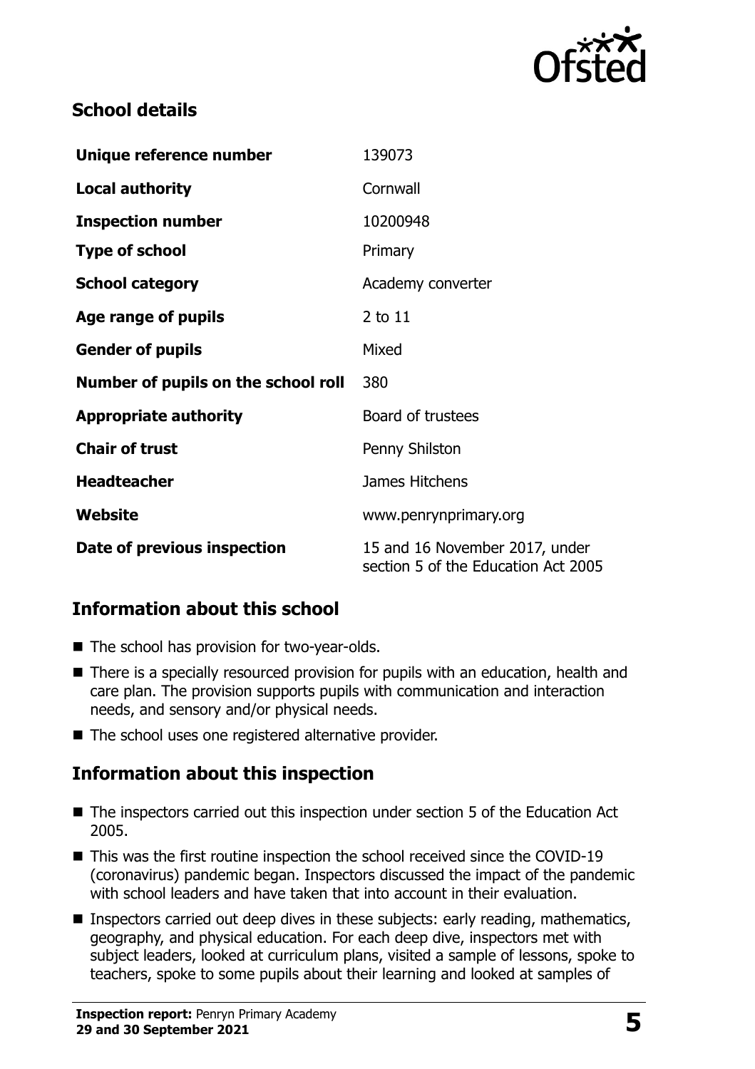## School details

| | |
|---|---|
| **Unique reference number** | 139073 |
| **Local authority** | Cornwall |
| **Inspection number** | 10200948 |
| **Type of school** | Primary |
| **School category** | Academy converter |
| **Age range of pupils** | 2 to 11 |
| **Gender of pupils** | Mixed |
| **Number of pupils on the school roll** | 380 |
| **Appropriate authority** | Board of trustees |
| **Chair of trust** | Penny Shilston |
| **Headteacher** | James Hitchens |
| **Website** | www.penrynprimary.org |
| **Date of previous inspection** | 15 and 16 November 2017, under section 5 of the Education Act 2005 |

## Information about this school

- The school has provision for two-year-olds.
- There is a specially resourced provision for pupils with an education, health and care plan. The provision supports pupils with communication and interaction needs, and sensory and/or physical needs.
- The school uses one registered alternative provider.

## Information about this inspection

- The inspectors carried out this inspection under section 5 of the Education Act 2005.
- This was the first routine inspection the school received since the COVID-19 (coronavirus) pandemic began. Inspectors discussed the impact of the pandemic with school leaders and have taken that into account in their evaluation.
- Inspectors carried out deep dives in these subjects: early reading, mathematics, geography, and physical education. For each deep dive, inspectors met with subject leaders, looked at curriculum plans, visited a sample of lessons, spoke to teachers, spoke to some pupils about their learning and looked at samples of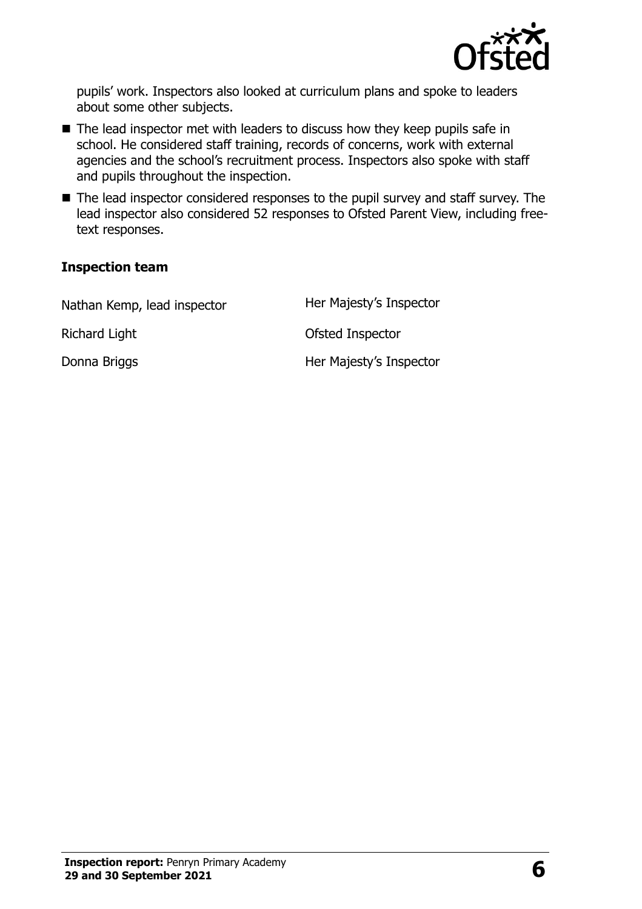pupils' work. Inspectors also looked at curriculum plans and spoke to leaders about some other subjects.

- The lead inspector met with leaders to discuss how they keep pupils safe in school. He considered staff training, records of concerns, work with external agencies and the school's recruitment process. Inspectors also spoke with staff and pupils throughout the inspection.
- The lead inspector considered responses to the pupil survey and staff survey. The lead inspector also considered 52 responses to Ofsted Parent View, including free-text responses.

### Inspection team

| | |
|---|---|
| Nathan Kemp, lead inspector | Her Majesty's Inspector |
| Richard Light | Ofsted Inspector |
| Donna Briggs | Her Majesty's Inspector |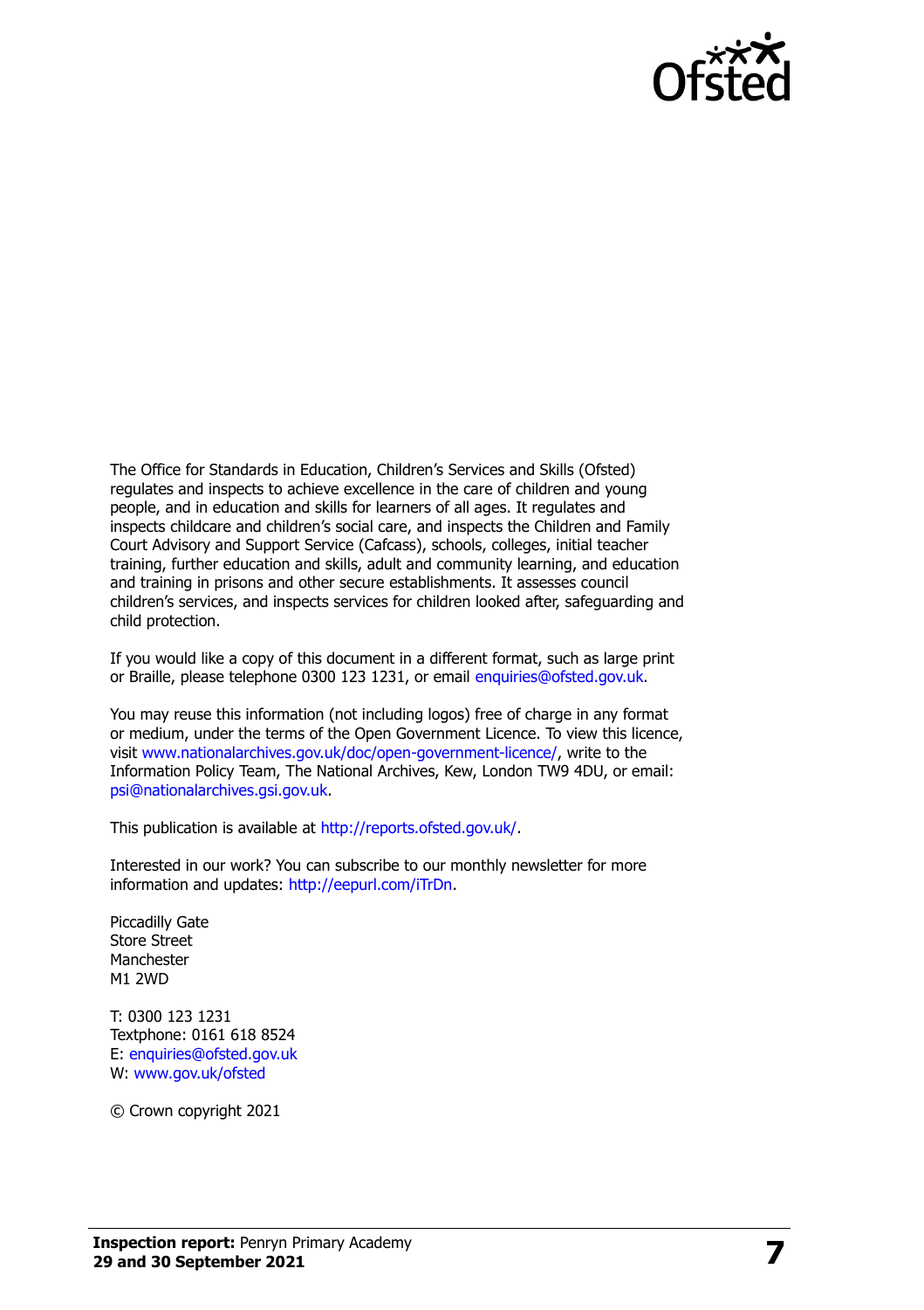The Office for Standards in Education, Children's Services and Skills (Ofsted) regulates and inspects to achieve excellence in the care of children and young people, and in education and skills for learners of all ages. It regulates and inspects childcare and children's social care, and inspects the Children and Family Court Advisory and Support Service (Cafcass), schools, colleges, initial teacher training, further education and skills, adult and community learning, and education and training in prisons and other secure establishments. It assesses council children's services, and inspects services for children looked after, safeguarding and child protection.

If you would like a copy of this document in a different format, such as large print or Braille, please telephone 0300 123 1231, or email enquiries@ofsted.gov.uk.

You may reuse this information (not including logos) free of charge in any format or medium, under the terms of the Open Government Licence. To view this licence, visit www.nationalarchives.gov.uk/doc/open-government-licence/, write to the Information Policy Team, The National Archives, Kew, London TW9 4DU, or email: psi@nationalarchives.gsi.gov.uk.

This publication is available at http://reports.ofsted.gov.uk/.

Interested in our work? You can subscribe to our monthly newsletter for more information and updates: http://eepurl.com/iTrDn.

Piccadilly Gate
Store Street
Manchester
M1 2WD

T: 0300 123 1231
Textphone: 0161 618 8524
E: enquiries@ofsted.gov.uk
W: www.gov.uk/ofsted

© Crown copyright 2021